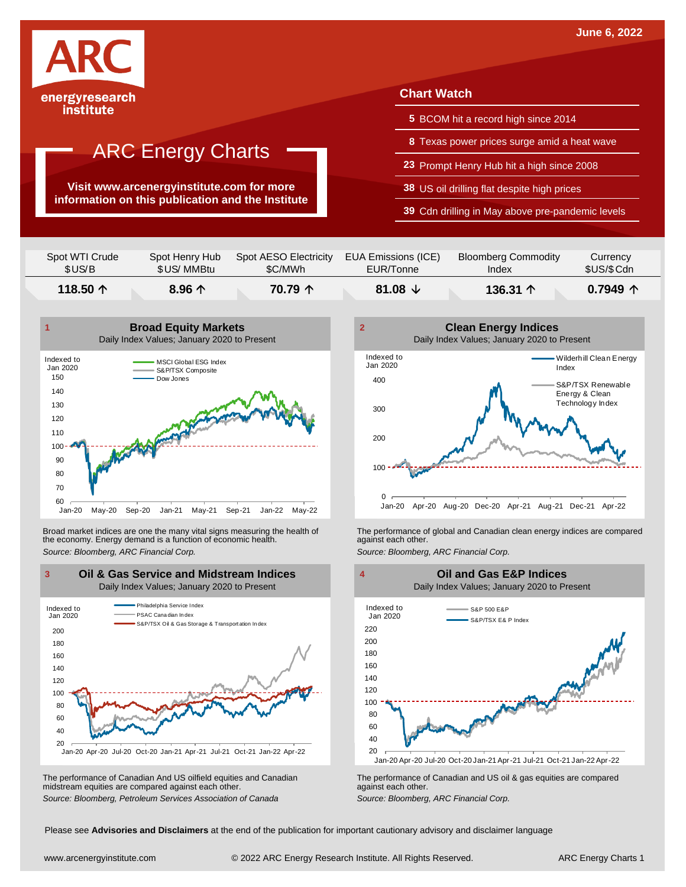June 6, 2022

ARC energyresearch institute

# ARC Energy Charts

**Visit www.arcenergyinstitute.com for more information on this publication and the Institute**

## Chart Watch

- **5** BCOM hit a record high since 2014
- **8** Texas power prices surge amid a heat wave
- **23** Prompt Henry Hub hit a high since 2008
- **38** US oil drilling flat despite high prices
- **39** Cdn drilling in May above pre-pandemic levels

| Spot WTI Crude $US/B | Spot Henry Hub $US/ MMBtu | Spot AESO Electricity $C/MWh | EUA Emissions (ICE) EUR/Tonne | Bloomberg Commodity Index | Currency $US/$Cdn |
|---|---|---|---|---|---|
| **118.50 ↑** | **8.96 ↑** | **70.79 ↑** | **81.08 ↓** | **136.31 ↑** | **0.7949 ↑** |

### 1 Broad Equity Markets

Daily Index Values; January 2020 to Present

Broad market indices are one the many vital signs measuring the health of the economy. Energy demand is a function of economic health.

*Source: Bloomberg, ARC Financial Corp.*

### 2 Clean Energy Indices

Daily Index Values; January 2020 to Present

The performance of global and Canadian clean energy indices are compared against each other.

*Source: Bloomberg, ARC Financial Corp.*

### 3 Oil & Gas Service and Midstream Indices

Daily Index Values; January 2020 to Present

The performance of Canadian And US oilfield equities and Canadian midstream equities are compared against each other.

*Source: Bloomberg, Petroleum Services Association of Canada*

### 4 Oil and Gas E&P Indices

Daily Index Values; January 2020 to Present

The performance of Canadian and US oil & gas equities are compared against each other.

*Source: Bloomberg, ARC Financial Corp.*

Please see **Advisories and Disclaimers** at the end of the publication for important cautionary advisory and disclaimer language

www.arcenergyinstitute.com © 2022 ARC Energy Research Institute. All Rights Reserved.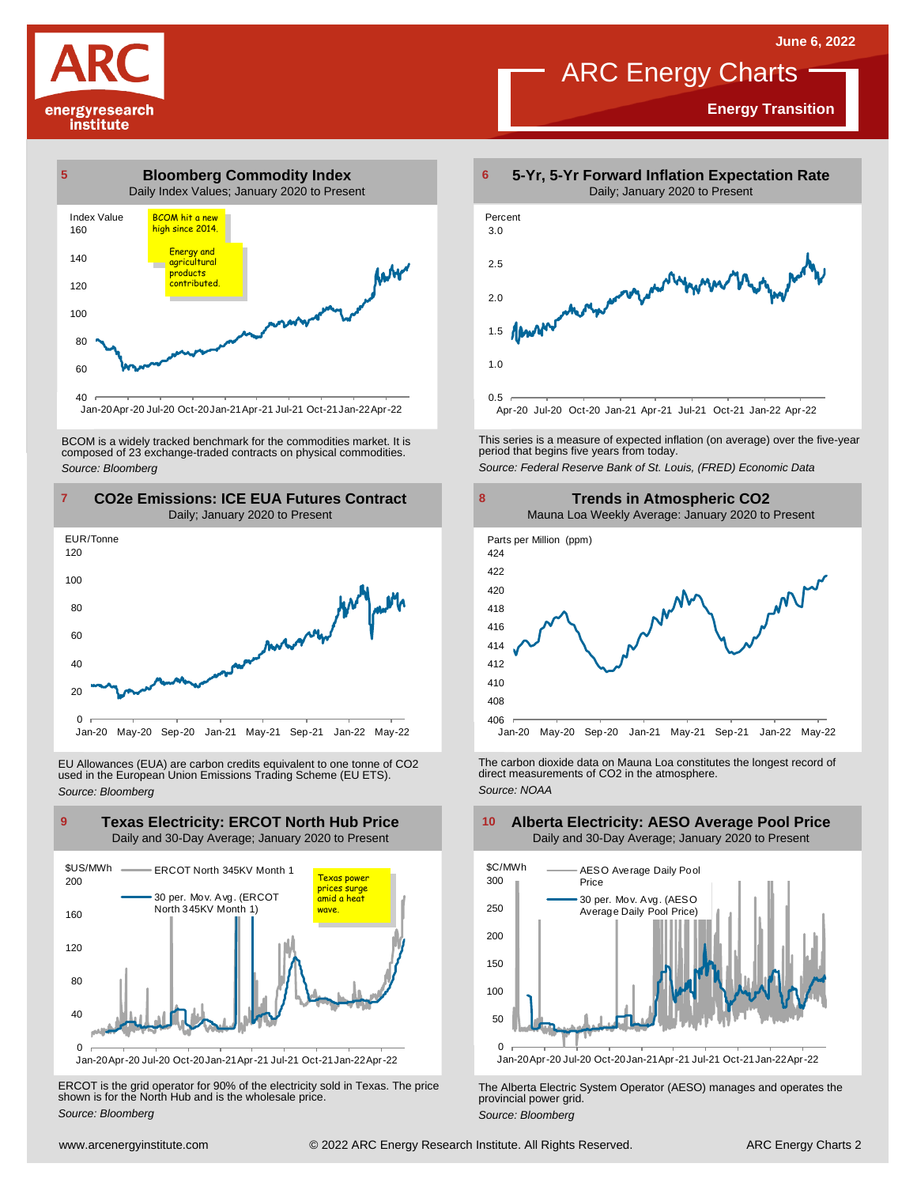# ARC Energy Charts

**June 6, 2022**

**Energy Transition**

## 5 Bloomberg Commodity Index

Daily Index Values; January 2020 to Present

BCOM hit a new high since 2014.

Energy and agricultural products contributed.

BCOM is a widely tracked benchmark for the commodities market. It is composed of 23 exchange-traded contracts on physical commodities.

*Source: Bloomberg*

## 6 5-Yr, 5-Yr Forward Inflation Expectation Rate

Daily; January 2020 to Present

This series is a measure of expected inflation (on average) over the five-year period that begins five years from today.

*Source: Federal Reserve Bank of St. Louis, (FRED) Economic Data*

## 7 CO2e Emissions: ICE EUA Futures Contract

Daily; January 2020 to Present

EU Allowances (EUA) are carbon credits equivalent to one tonne of $CO_2$ used in the European Union Emissions Trading Scheme (EU ETS).

*Source: Bloomberg*

## 8 Trends in Atmospheric CO2

Mauna Loa Weekly Average: January 2020 to Present

The carbon dioxide data on Mauna Loa constitutes the longest record of direct measurements of $CO_2$ in the atmosphere.

*Source: NOAA*

## 9 Texas Electricity: ERCOT North Hub Price

Daily and 30-Day Average; January 2020 to Present

Texas power prices surge amid a heat wave.

ERCOT is the grid operator for 90% of the electricity sold in Texas. The price shown is for the North Hub and is the wholesale price.

*Source: Bloomberg*

## 10 Alberta Electricity: AESO Average Pool Price

Daily and 30-Day Average; January 2020 to Present

The Alberta Electric System Operator (AESO) manages and operates the provincial power grid.

*Source: Bloomberg*

www.arcenergyinstitute.com © 2022 ARC Energy Research Institute. All Rights Reserved.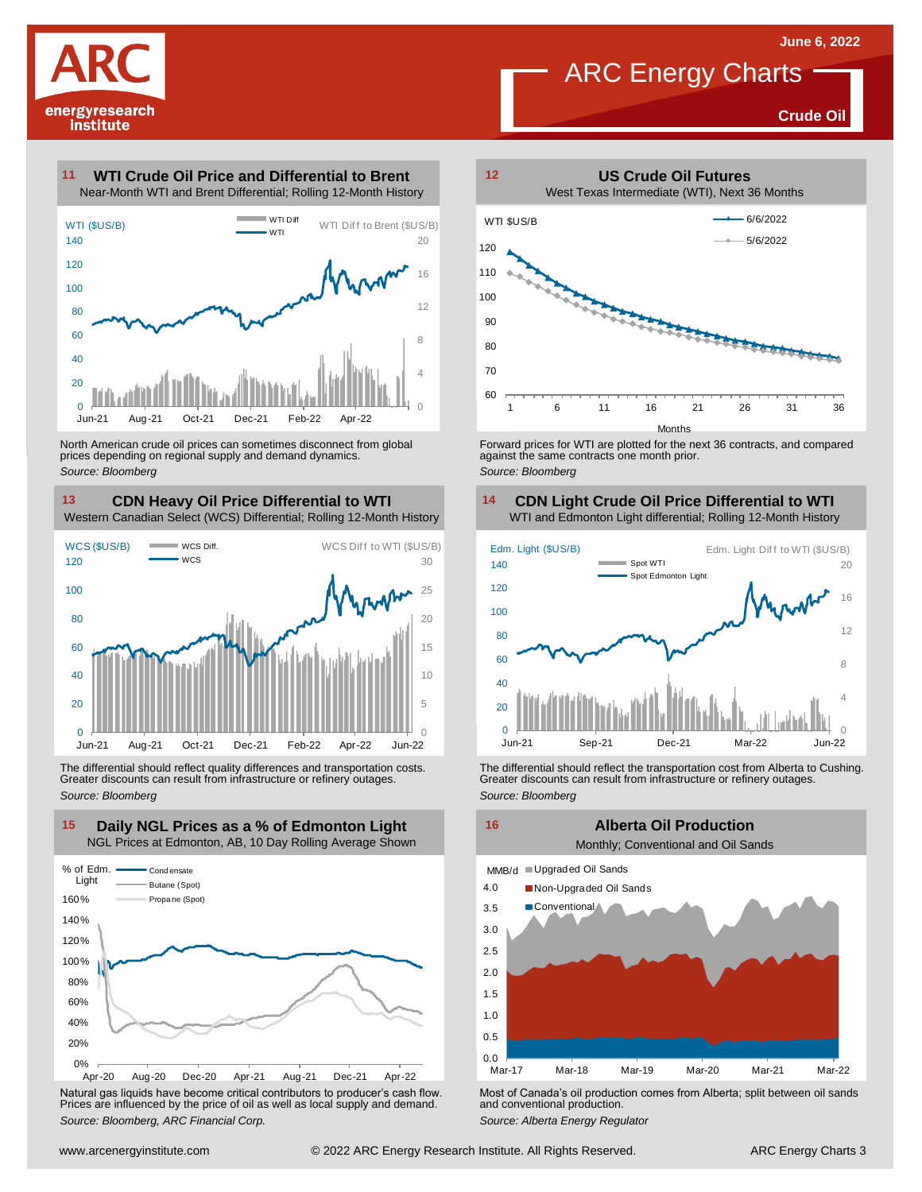# ARC Energy Charts

June 6, 2022

**Crude Oil**

## 11 WTI Crude Oil Price and Differential to Brent

Near-Month WTI and Brent Differential; Rolling 12-Month History

North American crude oil prices can sometimes disconnect from global prices depending on regional supply and demand dynamics.

*Source: Bloomberg*

## 12 US Crude Oil Futures

West Texas Intermediate (WTI), Next 36 Months

Forward prices for WTI are plotted for the next 36 contracts, and compared against the same contracts one month prior.

*Source: Bloomberg*

## 13 CDN Heavy Oil Price Differential to WTI

Western Canadian Select (WCS) Differential; Rolling 12-Month History

The differential should reflect quality differences and transportation costs. Greater discounts can result from infrastructure or refinery outages.

*Source: Bloomberg*

## 14 CDN Light Crude Oil Price Differential to WTI

WTI and Edmonton Light differential; Rolling 12-Month History

The differential should reflect the transportation cost from Alberta to Cushing. Greater discounts can result from infrastructure or refinery outages.

*Source: Bloomberg*

## 15 Daily NGL Prices as a % of Edmonton Light

NGL Prices at Edmonton, AB, 10 Day Rolling Average Shown

Natural gas liquids have become critical contributors to producer's cash flow. Prices are influenced by the price of oil as well as local supply and demand.

*Source: Bloomberg, ARC Financial Corp.*

## 16 Alberta Oil Production

Monthly; Conventional and Oil Sands

Most of Canada's oil production comes from Alberta; split between oil sands and conventional production.

*Source: Alberta Energy Regulator*

www.arcenergyinstitute.com © 2022 ARC Energy Research Institute. All Rights Reserved.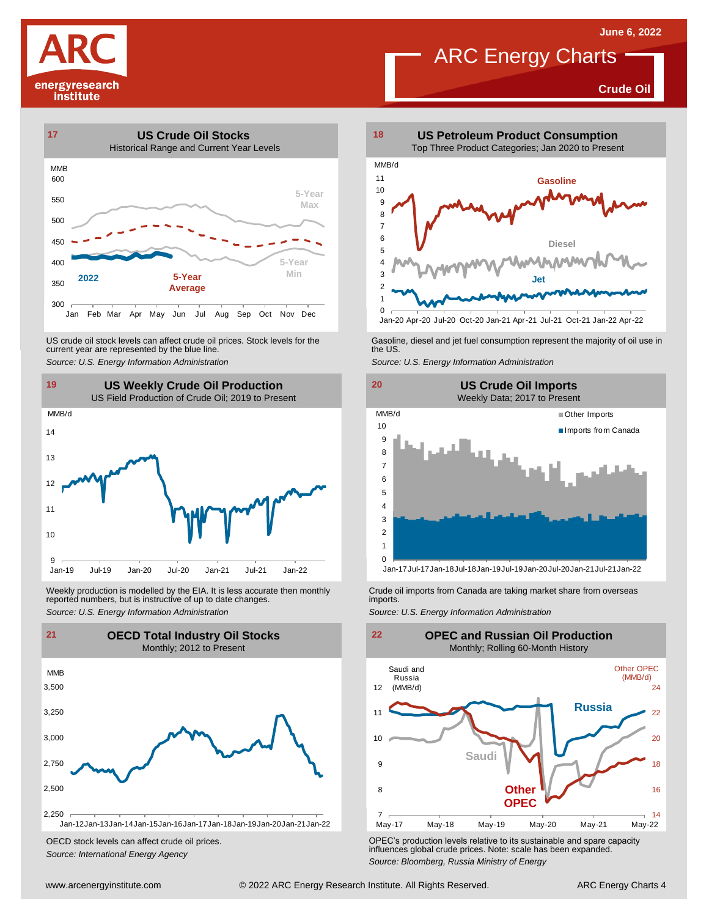June 6, 2022

# ARC Energy Charts

**Crude Oil**

## 17 US Crude Oil Stocks

Historical Range and Current Year Levels

MMB

600, 550, 500, 450, 400, 350, 300

Jan Feb Mar Apr May Jun Jul Aug Sep Oct Nov Dec

5-Year Max · 5-Year Average · 5-Year Min · 2022

US crude oil stock levels can affect crude oil prices. Stock levels for the current year are represented by the blue line.

*Source: U.S. Energy Information Administration*

## 18 US Petroleum Product Consumption

Top Three Product Categories; Jan 2020 to Present

MMB/d

Gasoline · Diesel · Jet

Jan-20 Apr-20 Jul-20 Oct-20 Jan-21 Apr-21 Jul-21 Oct-21 Jan-22 Apr-22

Gasoline, diesel and jet fuel consumption represent the majority of oil use in the US.

*Source: U.S. Energy Information Administration*

## 19 US Weekly Crude Oil Production

US Field Production of Crude Oil; 2019 to Present

MMB/d

Jan-19 Jul-19 Jan-20 Jul-20 Jan-21 Jul-21 Jan-22

Weekly production is modelled by the EIA. It is less accurate then monthly reported numbers, but is instructive of up to date changes.

*Source: U.S. Energy Information Administration*

## 20 US Crude Oil Imports

Weekly Data; 2017 to Present

MMB/d

Other Imports · Imports from Canada

Jan-17 Jul-17 Jan-18 Jul-18 Jan-19 Jul-19 Jan-20 Jul-20 Jan-21 Jul-21 Jan-22

Crude oil imports from Canada are taking market share from overseas imports.

*Source: U.S. Energy Information Administration*

## 21 OECD Total Industry Oil Stocks

Monthly; 2012 to Present

MMB

Jan-12 Jan-13 Jan-14 Jan-15 Jan-16 Jan-17 Jan-18 Jan-19 Jan-20 Jan-21 Jan-22

OECD stock levels can affect crude oil prices.

*Source: International Energy Agency*

## 22 OPEC and Russian Oil Production

Monthly; Rolling 60-Month History

Saudi and Russia (MMB/d) · Other OPEC (MMB/d)

Russia · Saudi · Other OPEC

May-17 May-18 May-19 May-20 May-21 May-22

OPEC's production levels relative to its sustainable and spare capacity influences global crude prices. Note: scale has been expanded.

*Source: Bloomberg, Russia Ministry of Energy*

www.arcenergyinstitute.com © 2022 ARC Energy Research Institute. All Rights Reserved.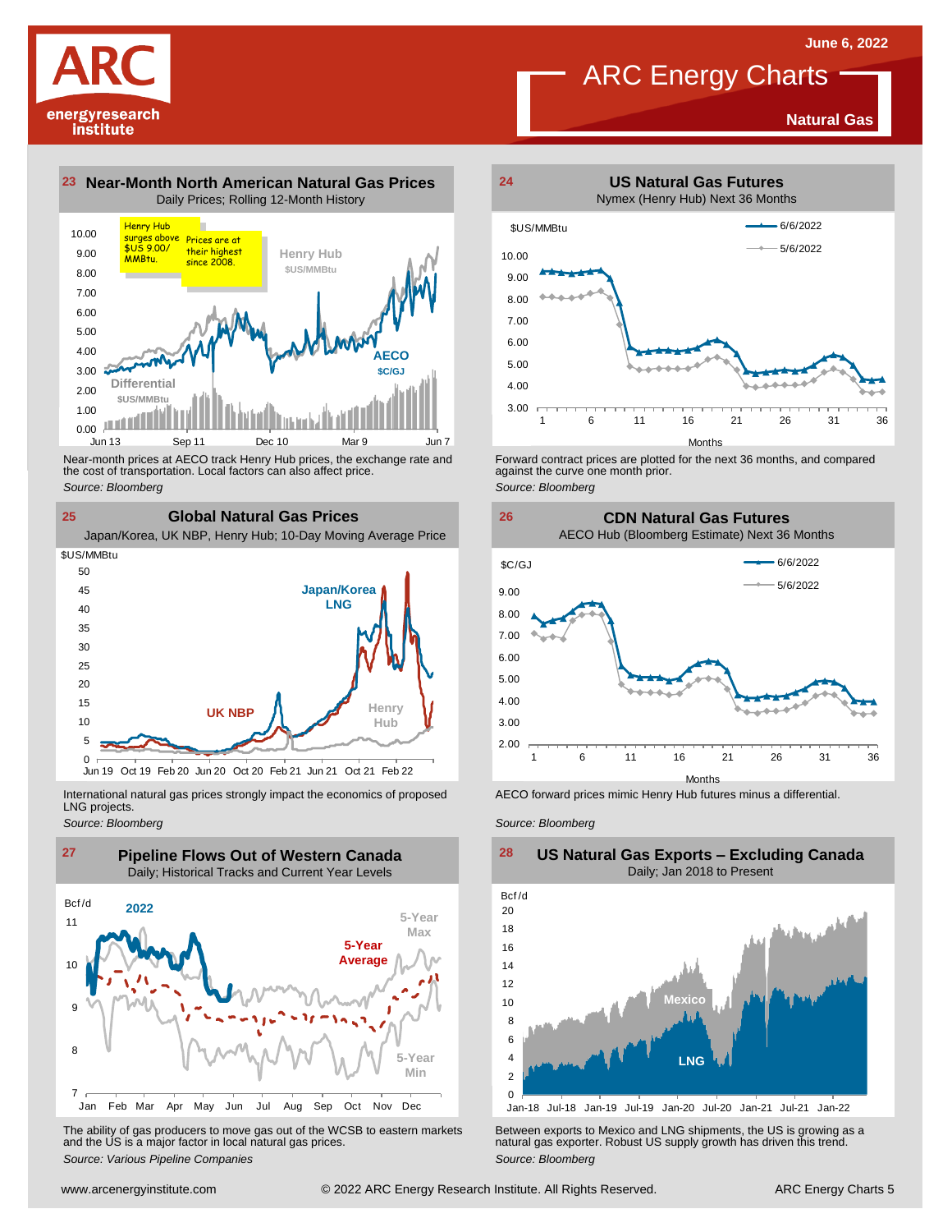June 6, 2022

# ARC Energy Charts

**Natural Gas**

## 23 Near-Month North American Natural Gas Prices

Daily Prices; Rolling 12-Month History

Henry Hub surges above $US 9.00/ MMBtu.

Prices are at their highest since 2008.

Henry Hub $US/MMBtu

AECO $C/GJ

Differential $US/MMBtu

Near-month prices at AECO track Henry Hub prices, the exchange rate and the cost of transportation. Local factors can also affect price.

*Source: Bloomberg*

## 24 US Natural Gas Futures

Nymex (Henry Hub) Next 36 Months

Forward contract prices are plotted for the next 36 months, and compared against the curve one month prior.

*Source: Bloomberg*

## 25 Global Natural Gas Prices

Japan/Korea, UK NBP, Henry Hub; 10-Day Moving Average Price

International natural gas prices strongly impact the economics of proposed LNG projects.

*Source: Bloomberg*

## 26 CDN Natural Gas Futures

AECO Hub (Bloomberg Estimate) Next 36 Months

AECO forward prices mimic Henry Hub futures minus a differential.

*Source: Bloomberg*

## 27 Pipeline Flows Out of Western Canada

Daily; Historical Tracks and Current Year Levels

The ability of gas producers to move gas out of the WCSB to eastern markets and the US is a major factor in local natural gas prices.

*Source: Various Pipeline Companies*

## 28 US Natural Gas Exports – Excluding Canada

Daily; Jan 2018 to Present

Between exports to Mexico and LNG shipments, the US is growing as a natural gas exporter. Robust US supply growth has driven this trend.

*Source: Bloomberg*

www.arcenergyinstitute.com © 2022 ARC Energy Research Institute. All Rights Reserved.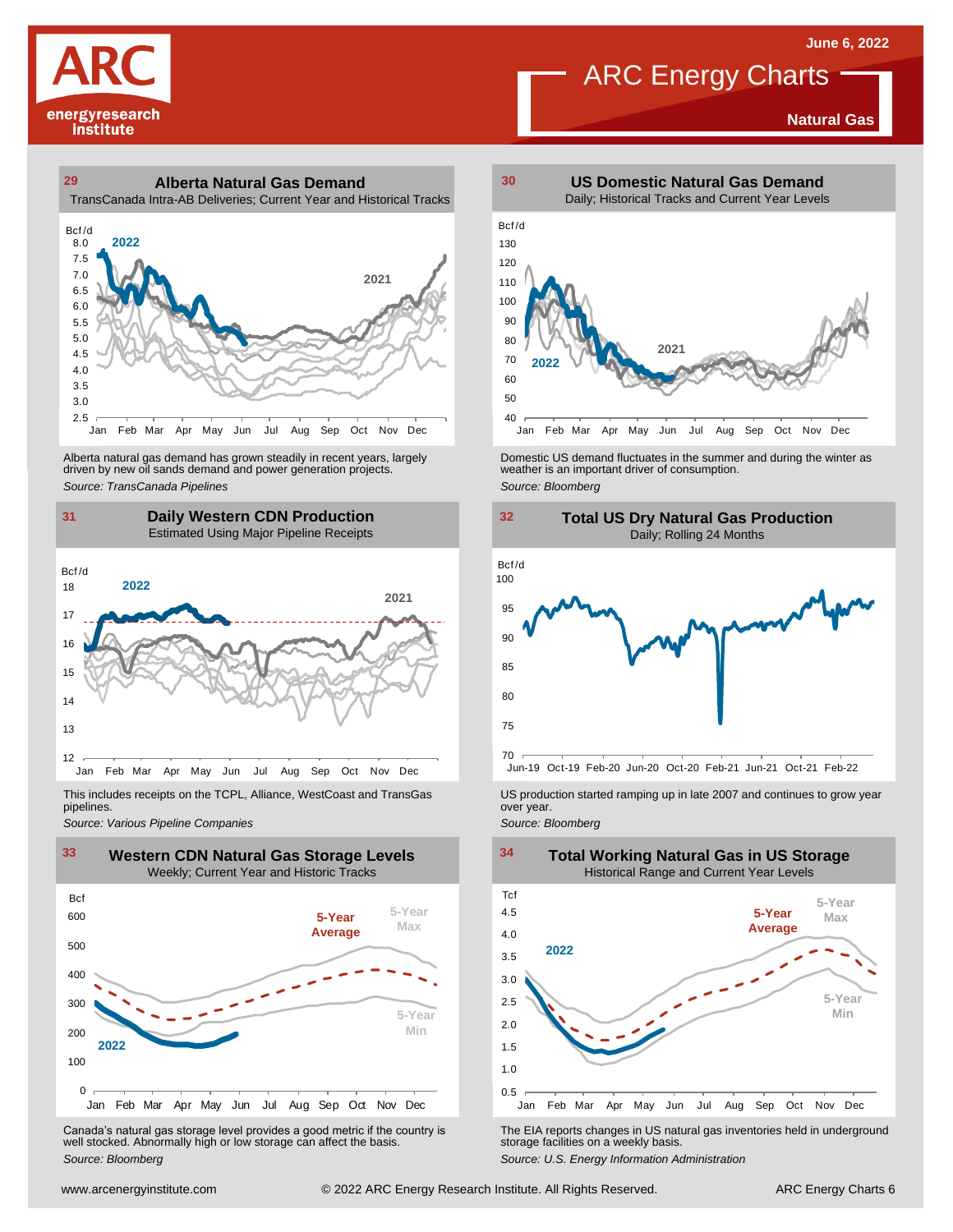# ARC Energy Charts

June 6, 2022

**Natural Gas**

## 29 Alberta Natural Gas Demand

TransCanada Intra-AB Deliveries; Current Year and Historical Tracks

Alberta natural gas demand has grown steadily in recent years, largely driven by new oil sands demand and power generation projects.

*Source: TransCanada Pipelines*

## 30 US Domestic Natural Gas Demand

Daily; Historical Tracks and Current Year Levels

Domestic US demand fluctuates in the summer and during the winter as weather is an important driver of consumption.

*Source: Bloomberg*

## 31 Daily Western CDN Production

Estimated Using Major Pipeline Receipts

This includes receipts on the TCPL, Alliance, WestCoast and TransGas pipelines.

*Source: Various Pipeline Companies*

## 32 Total US Dry Natural Gas Production

Daily; Rolling 24 Months

US production started ramping up in late 2007 and continues to grow year over year.

*Source: Bloomberg*

## 33 Western CDN Natural Gas Storage Levels

Weekly; Current Year and Historic Tracks

Canada's natural gas storage level provides a good metric if the country is well stocked. Abnormally high or low storage can affect the basis.

*Source: Bloomberg*

## 34 Total Working Natural Gas in US Storage

Historical Range and Current Year Levels

The EIA reports changes in US natural gas inventories held in underground storage facilities on a weekly basis.

*Source: U.S. Energy Information Administration*

www.arcenergyinstitute.com © 2022 ARC Energy Research Institute. All Rights Reserved.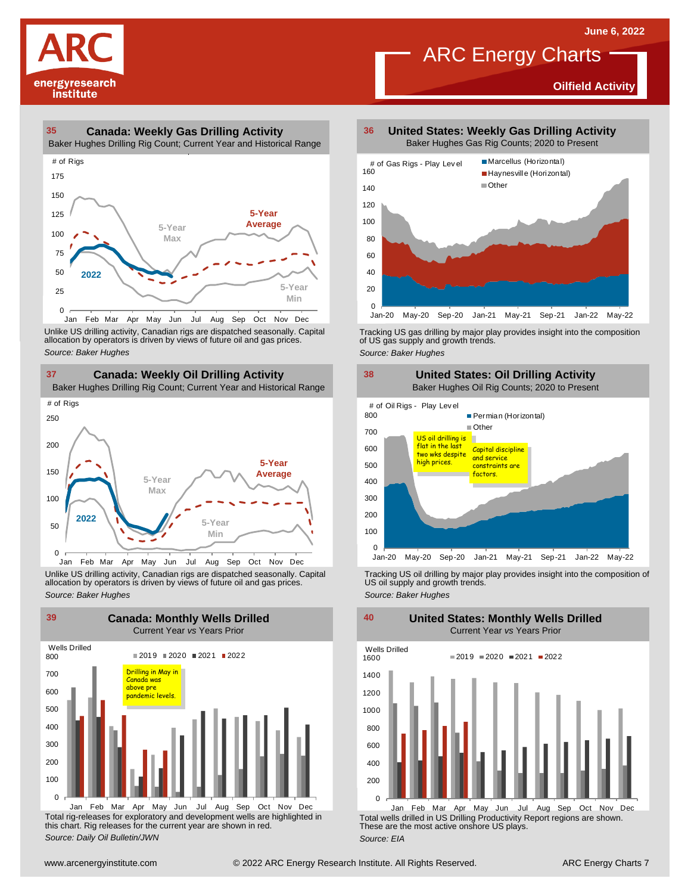## 35 Canada: Weekly Gas Drilling Activity

Baker Hughes Drilling Rig Count; Current Year and Historical Range

# of Rigs

5-Year Max
5-Year Average
2022
5-Year Min

Jan Feb Mar Apr May Jun Jul Aug Sep Oct Nov Dec

Unlike US drilling activity, Canadian rigs are dispatched seasonally. Capital allocation by operators is driven by views of future oil and gas prices.

*Source: Baker Hughes*

## 36 United States: Weekly Gas Drilling Activity

Baker Hughes Gas Rig Counts; 2020 to Present

# of Gas Rigs - Play Level

Marcellus (Horizontal)
Haynesville (Horizontal)
Other

Jan-20 May-20 Sep-20 Jan-21 May-21 Sep-21 Jan-22 May-22

Tracking US gas drilling by major play provides insight into the composition of US gas supply and growth trends.

*Source: Baker Hughes*

## 37 Canada: Weekly Oil Drilling Activity

Baker Hughes Drilling Rig Count; Current Year and Historical Range

# of Rigs

5-Year Max
5-Year Average
2022
5-Year Min

Jan Feb Mar Apr May Jun Jul Aug Sep Oct Nov Dec

Unlike US drilling activity, Canadian rigs are dispatched seasonally. Capital allocation by operators is driven by views of future oil and gas prices.

*Source: Baker Hughes*

## 38 United States: Oil Drilling Activity

Baker Hughes Oil Rig Counts; 2020 to Present

# of Oil Rigs - Play Level

Permian (Horizontal)
Other

US oil drilling is flat in the last two wks despite high prices.

Capital discipline and service constraints are factors.

Jan-20 May-20 Sep-20 Jan-21 May-21 Sep-21 Jan-22 May-22

Tracking US oil drilling by major play provides insight into the composition of US oil supply and growth trends.

*Source: Baker Hughes*

## 39 Canada: Monthly Wells Drilled

Current Year *vs* Years Prior

Wells Drilled

2019 2020 2021 2022

Drilling in May in Canada was above pre pandemic levels.

Jan Feb Mar Apr May Jun Jul Aug Sep Oct Nov Dec

Total rig-releases for exploratory and development wells are highlighted in this chart. Rig releases for the current year are shown in red.

*Source: Daily Oil Bulletin/JWN*

## 40 United States: Monthly Wells Drilled

Current Year *vs* Years Prior

Wells Drilled

2019 2020 2021 2022

Jan Feb Mar Apr May Jun Jul Aug Sep Oct Nov Dec

Total wells drilled in US Drilling Productivity Report regions are shown. These are the most active onshore US plays.

*Source: EIA*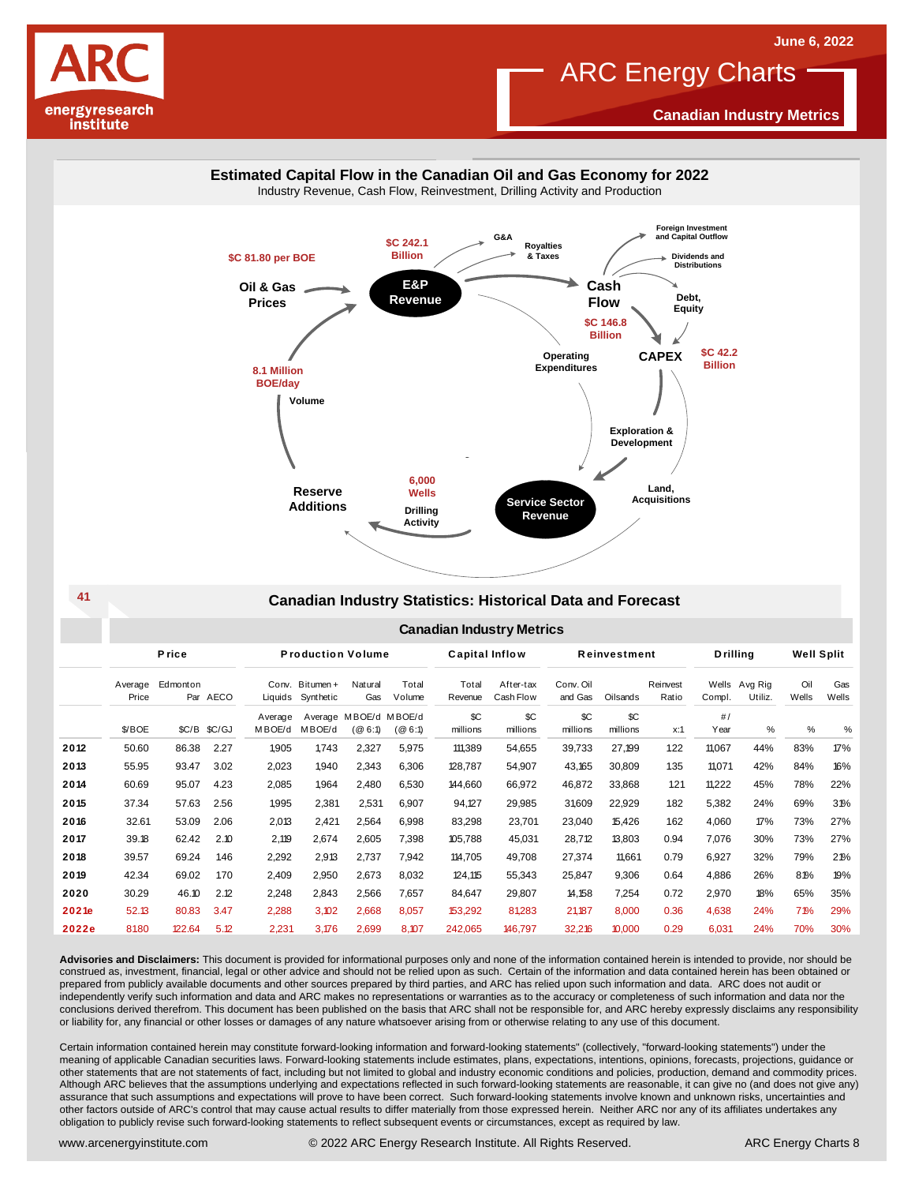# Estimated Capital Flow in the Canadian Oil and Gas Economy for 2022

Industry Revenue, Cash Flow, Reinvestment, Drilling Activity and Production

$C 81.80 per BOE
Oil & Gas Prices
$C 242.1 Billion
E&P Revenue
G&A
Royalties & Taxes
Foreign Investment and Capital Outflow
Dividends and Distributions
Cash Flow
Debt, Equity
$C 146.8 Billion
CAPEX
$C 42.2 Billion
Operating Expenditures
Exploration & Development
Land, Acquisitions
Service Sector Revenue
6,000 Wells
Drilling Activity
Reserve Additions
Volume
8.1 Million BOE/day

## Canadian Industry Statistics: Historical Data and Forecast

### Canadian Industry Metrics

| | Price | | | Production Volume | | | | Capital Inflow | | Reinvestment | | | Drilling | | Well Split | |
|---|---|---|---|---|---|---|---|---|---|---|---|---|---|---|---|---|
| | Average Price | Edmonton Par | AECO | Conv. Liquids | Bitumen + Synthetic | Natural Gas | Total Volume | Total Revenue | After-tax Cash Flow | Conv. Oil and Gas | Oilsands | Reinvest Ratio | Wells Compl. | Avg Rig Utiliz. | Oil Wells | Gas Wells |
| | $/BOE | $C/B | $C/GJ | Average MBOE/d | Average MBOE/d | MBOE/d (@ 6:1) | MBOE/d (@ 6:1) | $C millions | $C millions | $C millions | $C millions | x:1 | # / Year | % | % | % |
| 2012 | 50.60 | 86.38 | 2.27 | 1,905 | 1,743 | 2,327 | 5,975 | 111,389 | 54,655 | 39,733 | 27,199 | 1.22 | 11,067 | 44% | 83% | 17% |
| 2013 | 55.95 | 93.47 | 3.02 | 2,023 | 1,940 | 2,343 | 6,306 | 128,787 | 54,907 | 43,165 | 30,809 | 1.35 | 11,071 | 42% | 84% | 16% |
| 2014 | 60.69 | 95.07 | 4.23 | 2,085 | 1,964 | 2,480 | 6,530 | 144,660 | 66,972 | 46,872 | 33,868 | 1.21 | 11,222 | 45% | 78% | 22% |
| 2015 | 37.34 | 57.63 | 2.56 | 1,995 | 2,381 | 2,531 | 6,907 | 94,127 | 29,985 | 31,609 | 22,929 | 1.82 | 5,382 | 24% | 69% | 31% |
| 2016 | 32.61 | 53.09 | 2.06 | 2,013 | 2,421 | 2,564 | 6,998 | 83,298 | 23,701 | 23,040 | 15,426 | 1.62 | 4,060 | 17% | 73% | 27% |
| 2017 | 39.18 | 62.42 | 2.10 | 2,119 | 2,674 | 2,605 | 7,398 | 105,788 | 45,031 | 28,712 | 13,803 | 0.94 | 7,076 | 30% | 73% | 27% |
| 2018 | 39.57 | 69.24 | 1.46 | 2,292 | 2,913 | 2,737 | 7,942 | 114,705 | 49,708 | 27,374 | 11,661 | 0.79 | 6,927 | 32% | 79% | 21% |
| 2019 | 42.34 | 69.02 | 1.70 | 2,409 | 2,950 | 2,673 | 8,032 | 124,115 | 55,343 | 25,847 | 9,306 | 0.64 | 4,886 | 26% | 81% | 19% |
| 2020 | 30.29 | 46.10 | 2.12 | 2,248 | 2,843 | 2,566 | 7,657 | 84,647 | 29,807 | 14,158 | 7,254 | 0.72 | 2,970 | 18% | 65% | 35% |
| 2021e | 52.13 | 80.83 | 3.47 | 2,288 | 3,102 | 2,668 | 8,057 | 153,292 | 81,283 | 21,187 | 8,000 | 0.36 | 4,638 | 24% | 71% | 29% |
| 2022e | 81.80 | 122.64 | 5.12 | 2,231 | 3,176 | 2,699 | 8,107 | 242,065 | 146,797 | 32,216 | 10,000 | 0.29 | 6,031 | 24% | 70% | 30% |

**Advisories and Disclaimers:** This document is provided for informational purposes only and none of the information contained herein is intended to provide, nor should be construed as, investment, financial, legal or other advice and should not be relied upon as such. Certain of the information and data contained herein has been obtained or prepared from publicly available documents and other sources prepared by third parties, and ARC has relied upon such information and data. ARC does not audit or independently verify such information and data and ARC makes no representations or warranties as to the accuracy or completeness of such information and data nor the conclusions derived therefrom. This document has been published on the basis that ARC shall not be responsible for, and ARC hereby expressly disclaims any responsibility or liability for, any financial or other losses or damages of any nature whatsoever arising from or otherwise relating to any use of this document.

Certain information contained herein may constitute forward-looking information and forward-looking statements" (collectively, "forward-looking statements") under the meaning of applicable Canadian securities laws. Forward-looking statements include estimates, plans, expectations, intentions, opinions, forecasts, projections, guidance or other statements that are not statements of fact, including but not limited to global and industry economic conditions and policies, production, demand and commodity prices. Although ARC believes that the assumptions underlying and expectations reflected in such forward-looking statements are reasonable, it can give no (and does not give any) assurance that such assumptions and expectations will prove to have been correct. Such forward-looking statements involve known and unknown risks, uncertainties and other factors outside of ARC's control that may cause actual results to differ materially from those expressed herein. Neither ARC nor any of its affiliates undertakes any obligation to publicly revise such forward-looking statements to reflect subsequent events or circumstances, except as required by law.

www.arcenergyinstitute.com © 2022 ARC Energy Research Institute. All Rights Reserved.